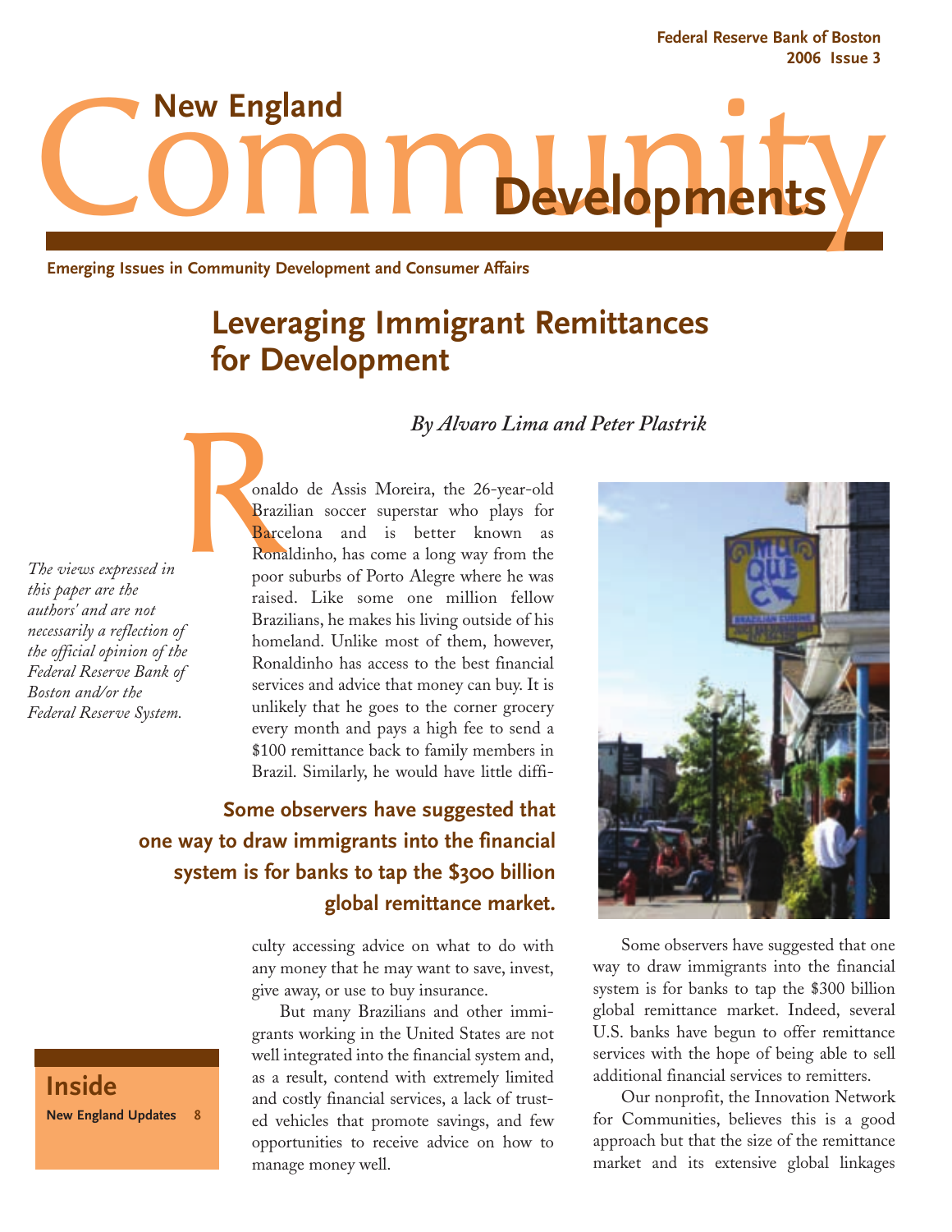# New England Community Developments

Federal Reserve Bank of Boston
2006 Issue 3

Emerging Issues in Community Development and Consumer Affairs

## Leveraging Immigrant Remittances for Development

*By Alvaro Lima and Peter Plastrik*

*The views expressed in this paper are the authors' and are not necessarily a reflection of the official opinion of the Federal Reserve Bank of Boston and/or the Federal Reserve System.*

Ronaldo de Assis Moreira, the 26-year-old Brazilian soccer superstar who plays for Barcelona and is better known as Ronaldinho, has come a long way from the poor suburbs of Porto Alegre where he was raised. Like some one million fellow Brazilians, he makes his living outside of his homeland. Unlike most of them, however, Ronaldinho has access to the best financial services and advice that money can buy. It is unlikely that he goes to the corner grocery every month and pays a high fee to send a $100 remittance back to family members in Brazil. Similarly, he would have little difficulty accessing advice on what to do with any money that he may want to save, invest, give away, or use to buy insurance.

**Some observers have suggested that one way to draw immigrants into the financial system is for banks to tap the $300 billion global remittance market.**

But many Brazilians and other immigrants working in the United States are not well integrated into the financial system and, as a result, contend with extremely limited and costly financial services, a lack of trusted vehicles that promote savings, and few opportunities to receive advice on how to manage money well.

Some observers have suggested that one way to draw immigrants into the financial system is for banks to tap the $300 billion global remittance market. Indeed, several U.S. banks have begun to offer remittance services with the hope of being able to sell additional financial services to remitters.

Our nonprofit, the Innovation Network for Communities, believes this is a good approach but that the size of the remittance market and its extensive global linkages

**Inside**

New England Updates 8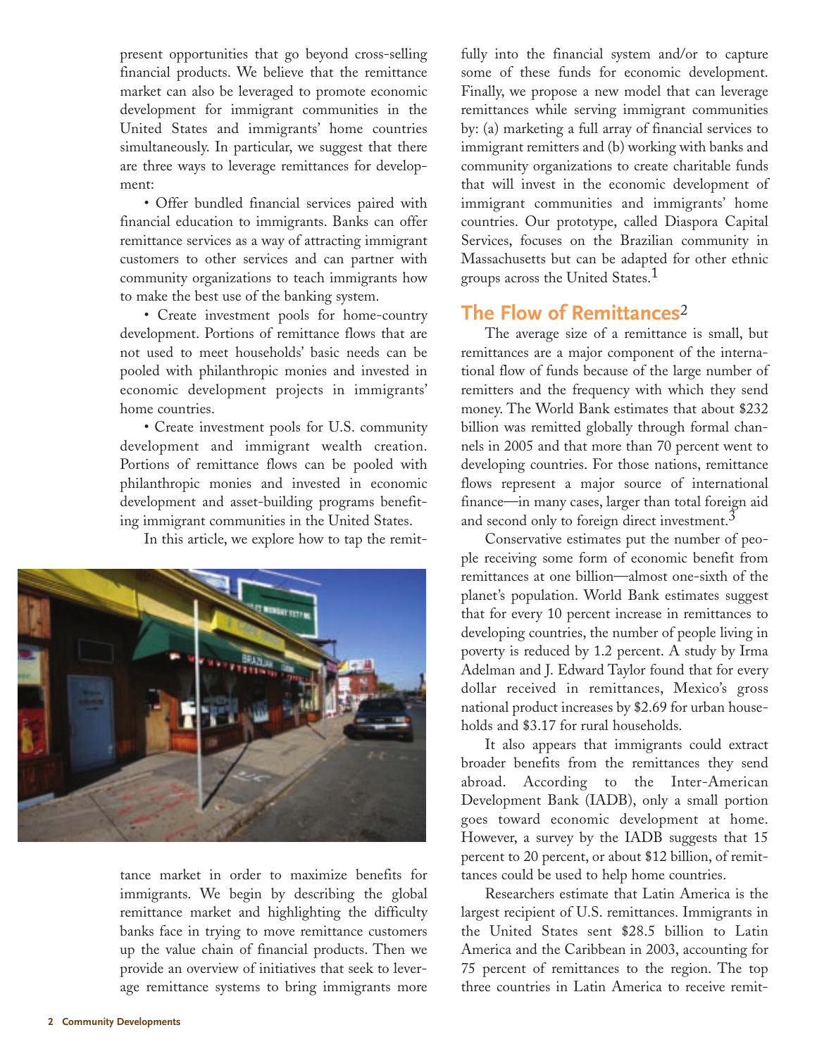present opportunities that go beyond cross-selling financial products. We believe that the remittance market can also be leveraged to promote economic development for immigrant communities in the United States and immigrants' home countries simultaneously. In particular, we suggest that there are three ways to leverage remittances for development:

- Offer bundled financial services paired with financial education to immigrants. Banks can offer remittance services as a way of attracting immigrant customers to other services and can partner with community organizations to teach immigrants how to make the best use of the banking system.
- Create investment pools for home-country development. Portions of remittance flows that are not used to meet households' basic needs can be pooled with philanthropic monies and invested in economic development projects in immigrants' home countries.
- Create investment pools for U.S. community development and immigrant wealth creation. Portions of remittance flows can be pooled with philanthropic monies and invested in economic development and asset-building programs benefiting immigrant communities in the United States.

In this article, we explore how to tap the remittance market in order to maximize benefits for immigrants. We begin by describing the global remittance market and highlighting the difficulty banks face in trying to move remittance customers up the value chain of financial products. Then we provide an overview of initiatives that seek to leverage remittance systems to bring immigrants more fully into the financial system and/or to capture some of these funds for economic development. Finally, we propose a new model that can leverage remittances while serving immigrant communities by: (a) marketing a full array of financial services to immigrant remitters and (b) working with banks and community organizations to create charitable funds that will invest in the economic development of immigrant communities and immigrants' home countries. Our prototype, called Diaspora Capital Services, focuses on the Brazilian community in Massachusetts but can be adapted for other ethnic groups across the United States.[1]

## The Flow of Remittances[2]

The average size of a remittance is small, but remittances are a major component of the international flow of funds because of the large number of remitters and the frequency with which they send money. The World Bank estimates that about $232 billion was remitted globally through formal channels in 2005 and that more than 70 percent went to developing countries. For those nations, remittance flows represent a major source of international finance—in many cases, larger than total foreign aid and second only to foreign direct investment.[3]

Conservative estimates put the number of people receiving some form of economic benefit from remittances at one billion—almost one-sixth of the planet's population. World Bank estimates suggest that for every 10 percent increase in remittances to developing countries, the number of people living in poverty is reduced by 1.2 percent. A study by Irma Adelman and J. Edward Taylor found that for every dollar received in remittances, Mexico's gross national product increases by $2.69 for urban households and $3.17 for rural households.

It also appears that immigrants could extract broader benefits from the remittances they send abroad. According to the Inter-American Development Bank (IADB), only a small portion goes toward economic development at home. However, a survey by the IADB suggests that 15 percent to 20 percent, or about $12 billion, of remittances could be used to help home countries.

Researchers estimate that Latin America is the largest recipient of U.S. remittances. Immigrants in the United States sent $28.5 billion to Latin America and the Caribbean in 2003, accounting for 75 percent of remittances to the region. The top three countries in Latin America to receive remit-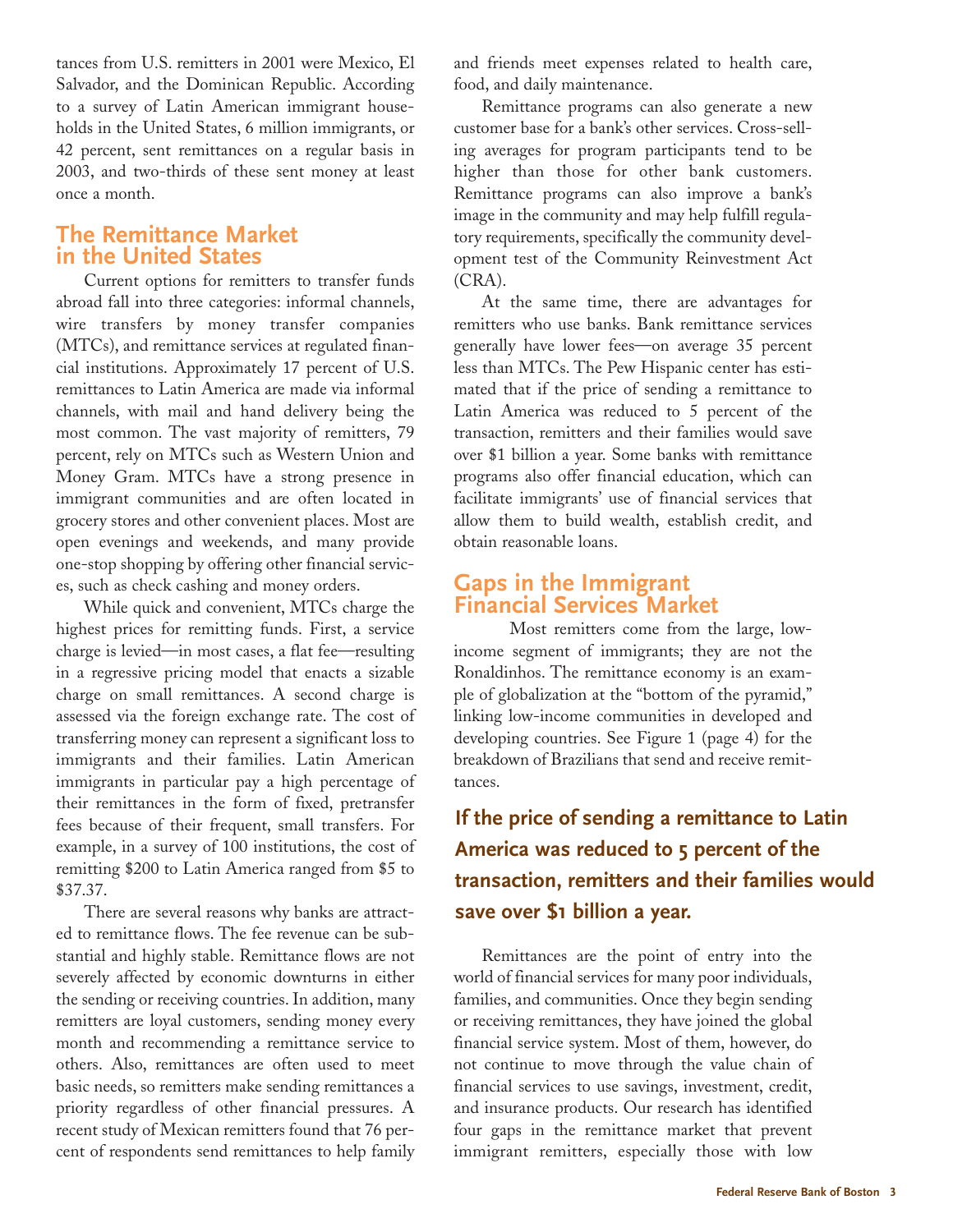tances from U.S. remitters in 2001 were Mexico, El Salvador, and the Dominican Republic. According to a survey of Latin American immigrant households in the United States, 6 million immigrants, or 42 percent, sent remittances on a regular basis in 2003, and two-thirds of these sent money at least once a month.

## The Remittance Market in the United States

Current options for remitters to transfer funds abroad fall into three categories: informal channels, wire transfers by money transfer companies (MTCs), and remittance services at regulated financial institutions. Approximately 17 percent of U.S. remittances to Latin America are made via informal channels, with mail and hand delivery being the most common. The vast majority of remitters, 79 percent, rely on MTCs such as Western Union and Money Gram. MTCs have a strong presence in immigrant communities and are often located in grocery stores and other convenient places. Most are open evenings and weekends, and many provide one-stop shopping by offering other financial services, such as check cashing and money orders.

While quick and convenient, MTCs charge the highest prices for remitting funds. First, a service charge is levied—in most cases, a flat fee—resulting in a regressive pricing model that enacts a sizable charge on small remittances. A second charge is assessed via the foreign exchange rate. The cost of transferring money can represent a significant loss to immigrants and their families. Latin American immigrants in particular pay a high percentage of their remittances in the form of fixed, pretransfer fees because of their frequent, small transfers. For example, in a survey of 100 institutions, the cost of remitting \$200 to Latin America ranged from \$5 to \$37.37.

There are several reasons why banks are attracted to remittance flows. The fee revenue can be substantial and highly stable. Remittance flows are not severely affected by economic downturns in either the sending or receiving countries. In addition, many remitters are loyal customers, sending money every month and recommending a remittance service to others. Also, remittances are often used to meet basic needs, so remitters make sending remittances a priority regardless of other financial pressures. A recent study of Mexican remitters found that 76 percent of respondents send remittances to help family and friends meet expenses related to health care, food, and daily maintenance.

Remittance programs can also generate a new customer base for a bank's other services. Cross-selling averages for program participants tend to be higher than those for other bank customers. Remittance programs can also improve a bank's image in the community and may help fulfill regulatory requirements, specifically the community development test of the Community Reinvestment Act (CRA).

At the same time, there are advantages for remitters who use banks. Bank remittance services generally have lower fees—on average 35 percent less than MTCs. The Pew Hispanic center has estimated that if the price of sending a remittance to Latin America was reduced to 5 percent of the transaction, remitters and their families would save over \$1 billion a year. Some banks with remittance programs also offer financial education, which can facilitate immigrants' use of financial services that allow them to build wealth, establish credit, and obtain reasonable loans.

## Gaps in the Immigrant Financial Services Market

Most remitters come from the large, low-income segment of immigrants; they are not the Ronaldinhos. The remittance economy is an example of globalization at the "bottom of the pyramid," linking low-income communities in developed and developing countries. See Figure 1 (page 4) for the breakdown of Brazilians that send and receive remittances.

**If the price of sending a remittance to Latin America was reduced to 5 percent of the transaction, remitters and their families would save over \$1 billion a year.**

Remittances are the point of entry into the world of financial services for many poor individuals, families, and communities. Once they begin sending or receiving remittances, they have joined the global financial service system. Most of them, however, do not continue to move through the value chain of financial services to use savings, investment, credit, and insurance products. Our research has identified four gaps in the remittance market that prevent immigrant remitters, especially those with low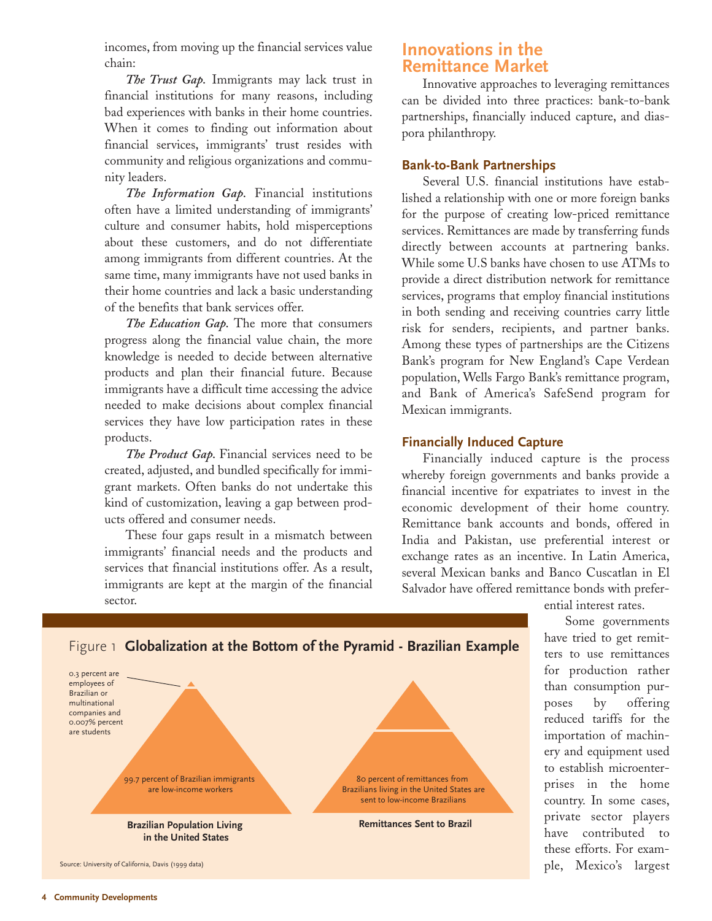incomes, from moving up the financial services value chain:

*The Trust Gap.* Immigrants may lack trust in financial institutions for many reasons, including bad experiences with banks in their home countries. When it comes to finding out information about financial services, immigrants' trust resides with community and religious organizations and community leaders.

*The Information Gap.* Financial institutions often have a limited understanding of immigrants' culture and consumer habits, hold misperceptions about these customers, and do not differentiate among immigrants from different countries. At the same time, many immigrants have not used banks in their home countries and lack a basic understanding of the benefits that bank services offer.

*The Education Gap.* The more that consumers progress along the financial value chain, the more knowledge is needed to decide between alternative products and plan their financial future. Because immigrants have a difficult time accessing the advice needed to make decisions about complex financial services they have low participation rates in these products.

*The Product Gap.* Financial services need to be created, adjusted, and bundled specifically for immigrant markets. Often banks do not undertake this kind of customization, leaving a gap between products offered and consumer needs.

These four gaps result in a mismatch between immigrants' financial needs and the products and services that financial institutions offer. As a result, immigrants are kept at the margin of the financial sector.

Figure 1 **Globalization at the Bottom of the Pyramid - Brazilian Example**

0.3 percent are employees of Brazilian or multinational companies and 0.007% percent are students

99.7 percent of Brazilian immigrants are low-income workers

**Brazilian Population Living in the United States**

80 percent of remittances from Brazilians living in the United States are sent to low-income Brazilians

**Remittances Sent to Brazil**

Source: University of California, Davis (1999 data)

## Innovations in the Remittance Market

Innovative approaches to leveraging remittances can be divided into three practices: bank-to-bank partnerships, financially induced capture, and diaspora philanthropy.

### Bank-to-Bank Partnerships

Several U.S. financial institutions have established a relationship with one or more foreign banks for the purpose of creating low-priced remittance services. Remittances are made by transferring funds directly between accounts at partnering banks. While some U.S banks have chosen to use ATMs to provide a direct distribution network for remittance services, programs that employ financial institutions in both sending and receiving countries carry little risk for senders, recipients, and partner banks. Among these types of partnerships are the Citizens Bank's program for New England's Cape Verdean population, Wells Fargo Bank's remittance program, and Bank of America's SafeSend program for Mexican immigrants.

### Financially Induced Capture

Financially induced capture is the process whereby foreign governments and banks provide a financial incentive for expatriates to invest in the economic development of their home country. Remittance bank accounts and bonds, offered in India and Pakistan, use preferential interest or exchange rates as an incentive. In Latin America, several Mexican banks and Banco Cuscatlan in El Salvador have offered remittance bonds with preferential interest rates.

Some governments have tried to get remitters to use remittances for production rather than consumption purposes by offering reduced tariffs for the importation of machinery and equipment used to establish microenterprises in the home country. In some cases, private sector players have contributed to these efforts. For example, Mexico's largest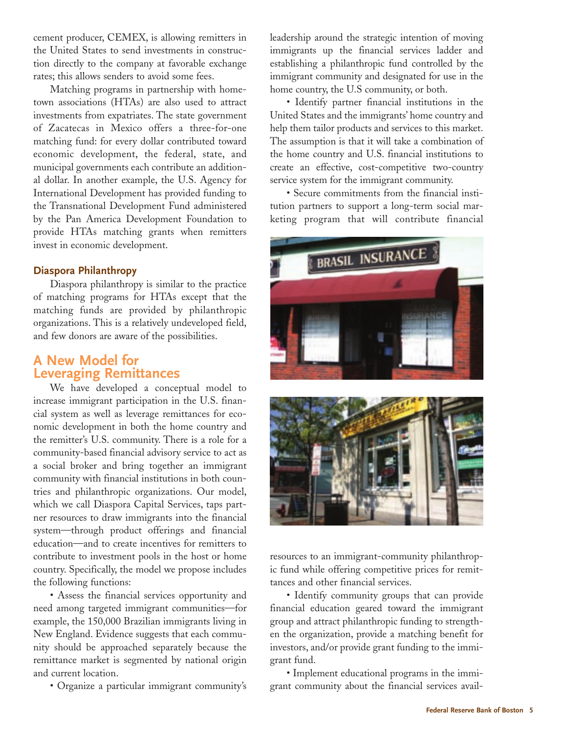cement producer, CEMEX, is allowing remitters in the United States to send investments in construction directly to the company at favorable exchange rates; this allows senders to avoid some fees.

Matching programs in partnership with hometown associations (HTAs) are also used to attract investments from expatriates. The state government of Zacatecas in Mexico offers a three-for-one matching fund: for every dollar contributed toward economic development, the federal, state, and municipal governments each contribute an additional dollar. In another example, the U.S. Agency for International Development has provided funding to the Transnational Development Fund administered by the Pan America Development Foundation to provide HTAs matching grants when remitters invest in economic development.

### Diaspora Philanthropy

Diaspora philanthropy is similar to the practice of matching programs for HTAs except that the matching funds are provided by philanthropic organizations. This is a relatively undeveloped field, and few donors are aware of the possibilities.

## A New Model for Leveraging Remittances

We have developed a conceptual model to increase immigrant participation in the U.S. financial system as well as leverage remittances for economic development in both the home country and the remitter's U.S. community. There is a role for a community-based financial advisory service to act as a social broker and bring together an immigrant community with financial institutions in both countries and philanthropic organizations. Our model, which we call Diaspora Capital Services, taps partner resources to draw immigrants into the financial system—through product offerings and financial education—and to create incentives for remitters to contribute to investment pools in the host or home country. Specifically, the model we propose includes the following functions:

- Assess the financial services opportunity and need among targeted immigrant communities—for example, the 150,000 Brazilian immigrants living in New England. Evidence suggests that each community should be approached separately because the remittance market is segmented by national origin and current location.
- Organize a particular immigrant community's leadership around the strategic intention of moving immigrants up the financial services ladder and establishing a philanthropic fund controlled by the immigrant community and designated for use in the home country, the U.S community, or both.
- Identify partner financial institutions in the United States and the immigrants' home country and help them tailor products and services to this market. The assumption is that it will take a combination of the home country and U.S. financial institutions to create an effective, cost-competitive two-country service system for the immigrant community.
- Secure commitments from the financial institution partners to support a long-term social marketing program that will contribute financial resources to an immigrant-community philanthropic fund while offering competitive prices for remittances and other financial services.
- Identify community groups that can provide financial education geared toward the immigrant group and attract philanthropic funding to strengthen the organization, provide a matching benefit for investors, and/or provide grant funding to the immigrant fund.
- Implement educational programs in the immigrant community about the financial services avail-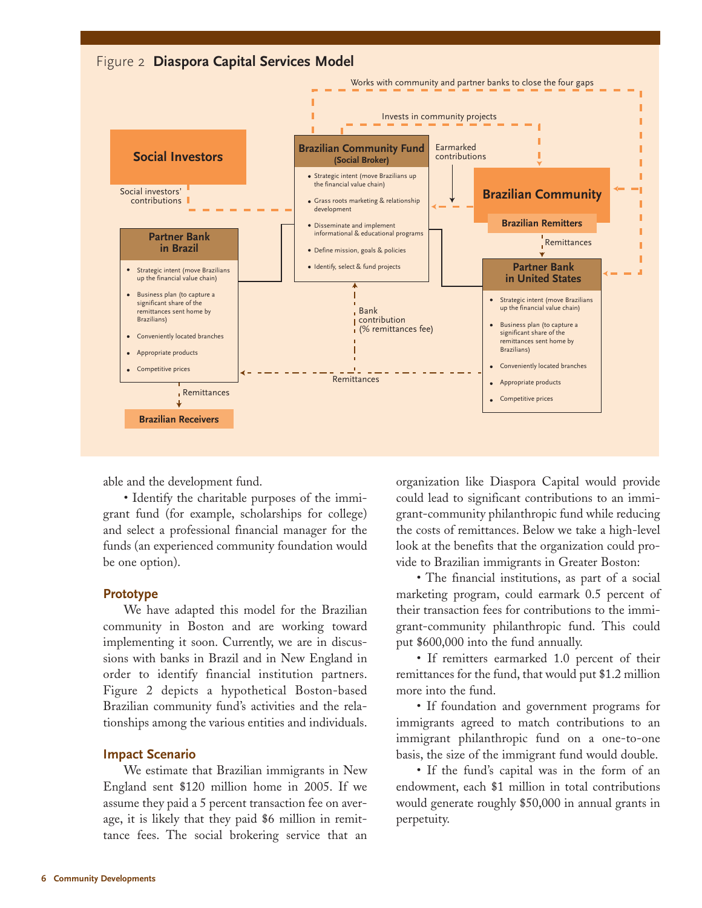Figure 2 **Diaspora Capital Services Model**

**Social Investors**

Social investors' contributions

**Brazilian Community Fund (Social Broker)**

- Strategic intent (move Brazilians up the financial value chain)
- Grass roots marketing & relationship development
- Disseminate and implement informational & educational programs
- Define mission, goals & policies
- Identify, select & fund projects

Works with community and partner banks to close the four gaps

Invests in community projects

Earmarked contributions

**Brazilian Community**

**Brazilian Remitters**

Remittances

**Partner Bank in Brazil**

- Strategic intent (move Brazilians up the financial value chain)
- Business plan (to capture a significant share of the remittances sent home by Brazilians)
- Conveniently located branches
- Appropriate products
- Competitive prices

Remittances

**Brazilian Receivers**

Bank contribution (% remittances fee)

Remittances

**Partner Bank in United States**

- Strategic intent (move Brazilians up the financial value chain)
- Business plan (to capture a significant share of the remittances sent home by Brazilians)
- Conveniently located branches
- Appropriate products
- Competitive prices

able and the development fund.

• Identify the charitable purposes of the immigrant fund (for example, scholarships for college) and select a professional financial manager for the funds (an experienced community foundation would be one option).

### Prototype

We have adapted this model for the Brazilian community in Boston and are working toward implementing it soon. Currently, we are in discussions with banks in Brazil and in New England in order to identify financial institution partners. Figure 2 depicts a hypothetical Boston-based Brazilian community fund's activities and the relationships among the various entities and individuals.

### Impact Scenario

We estimate that Brazilian immigrants in New England sent $120 million home in 2005. If we assume they paid a 5 percent transaction fee on average, it is likely that they paid $6 million in remittance fees. The social brokering service that an organization like Diaspora Capital would provide could lead to significant contributions to an immigrant-community philanthropic fund while reducing the costs of remittances. Below we take a high-level look at the benefits that the organization could provide to Brazilian immigrants in Greater Boston:

• The financial institutions, as part of a social marketing program, could earmark 0.5 percent of their transaction fees for contributions to the immigrant-community philanthropic fund. This could put $600,000 into the fund annually.

• If remitters earmarked 1.0 percent of their remittances for the fund, that would put $1.2 million more into the fund.

• If foundation and government programs for immigrants agreed to match contributions to an immigrant philanthropic fund on a one-to-one basis, the size of the immigrant fund would double.

• If the fund's capital was in the form of an endowment, each $1 million in total contributions would generate roughly $50,000 in annual grants in perpetuity.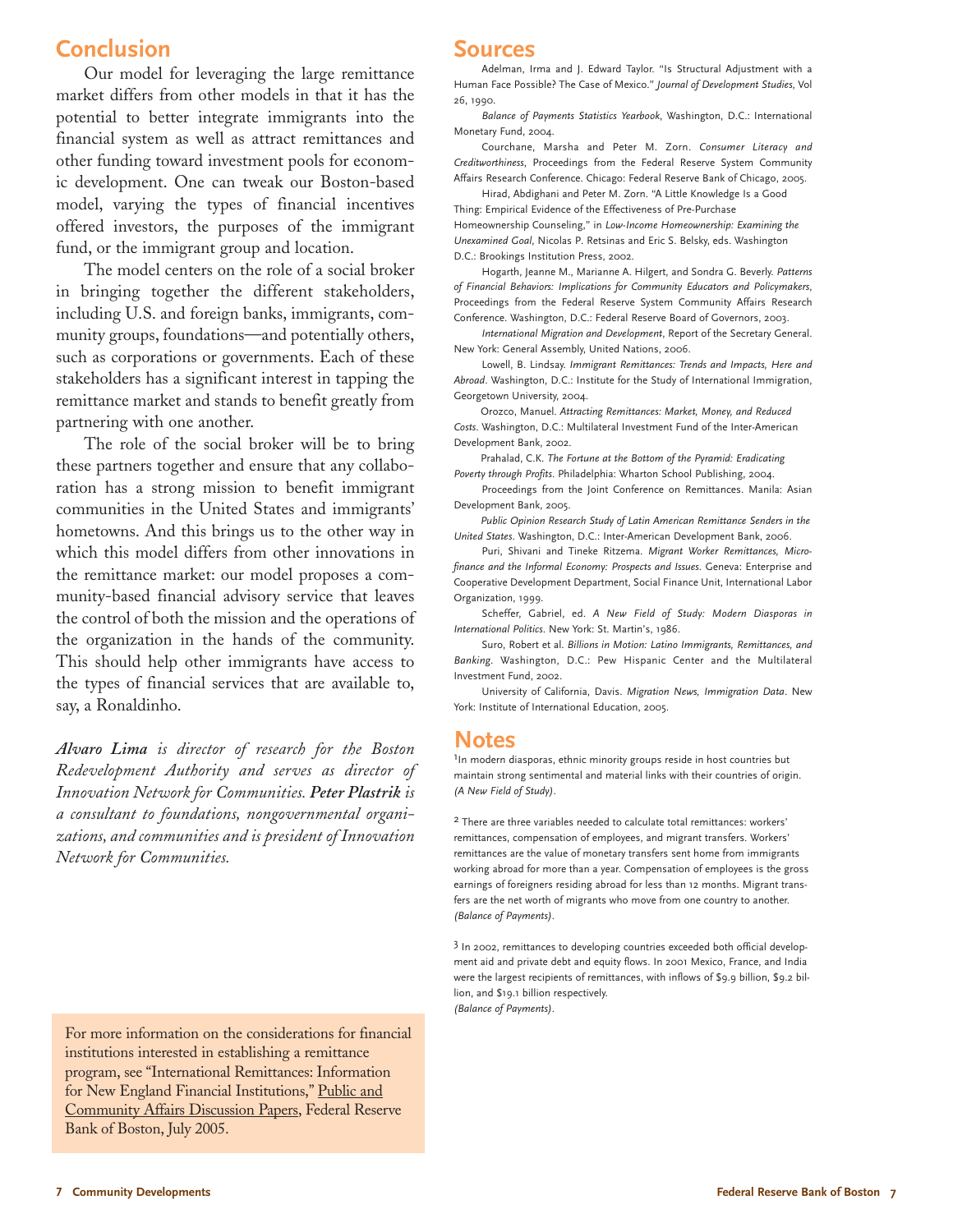## Conclusion

Our model for leveraging the large remittance market differs from other models in that it has the potential to better integrate immigrants into the financial system as well as attract remittances and other funding toward investment pools for economic development. One can tweak our Boston-based model, varying the types of financial incentives offered investors, the purposes of the immigrant fund, or the immigrant group and location.

The model centers on the role of a social broker in bringing together the different stakeholders, including U.S. and foreign banks, immigrants, community groups, foundations—and potentially others, such as corporations or governments. Each of these stakeholders has a significant interest in tapping the remittance market and stands to benefit greatly from partnering with one another.

The role of the social broker will be to bring these partners together and ensure that any collaboration has a strong mission to benefit immigrant communities in the United States and immigrants' hometowns. And this brings us to the other way in which this model differs from other innovations in the remittance market: our model proposes a community-based financial advisory service that leaves the control of both the mission and the operations of the organization in the hands of the community. This should help other immigrants have access to the types of financial services that are available to, say, a Ronaldinho.

***Alvaro Lima** is director of research for the Boston Redevelopment Authority and serves as director of Innovation Network for Communities. **Peter Plastrik** is a consultant to foundations, nongovernmental organizations, and communities and is president of Innovation Network for Communities.*

For more information on the considerations for financial institutions interested in establishing a remittance program, see "International Remittances: Information for New England Financial Institutions," Public and Community Affairs Discussion Papers, Federal Reserve Bank of Boston, July 2005.

## Sources

Adelman, Irma and J. Edward Taylor. "Is Structural Adjustment with a Human Face Possible? The Case of Mexico." *Journal of Development Studies*, Vol 26, 1990.

*Balance of Payments Statistics Yearbook*, Washington, D.C.: International Monetary Fund, 2004.

Courchane, Marsha and Peter M. Zorn. *Consumer Literacy and Creditworthiness*, Proceedings from the Federal Reserve System Community Affairs Research Conference. Chicago: Federal Reserve Bank of Chicago, 2005.

Hirad, Abdighani and Peter M. Zorn. "A Little Knowledge Is a Good Thing: Empirical Evidence of the Effectiveness of Pre-Purchase Homeownership Counseling," in *Low-Income Homeownership: Examining the Unexamined Goal*, Nicolas P. Retsinas and Eric S. Belsky, eds. Washington D.C.: Brookings Institution Press, 2002.

Hogarth, Jeanne M., Marianne A. Hilgert, and Sondra G. Beverly. *Patterns of Financial Behaviors: Implications for Community Educators and Policymakers*, Proceedings from the Federal Reserve System Community Affairs Research Conference. Washington, D.C.: Federal Reserve Board of Governors, 2003.

*International Migration and Development*, Report of the Secretary General. New York: General Assembly, United Nations, 2006.

Lowell, B. Lindsay. *Immigrant Remittances: Trends and Impacts, Here and Abroad*. Washington, D.C.: Institute for the Study of International Immigration, Georgetown University, 2004.

Orozco, Manuel. *Attracting Remittances: Market, Money, and Reduced Costs*. Washington, D.C.: Multilateral Investment Fund of the Inter-American Development Bank, 2002.

Prahalad, C.K. *The Fortune at the Bottom of the Pyramid: Eradicating Poverty through Profits*. Philadelphia: Wharton School Publishing, 2004.

Proceedings from the Joint Conference on Remittances. Manila: Asian Development Bank, 2005.

*Public Opinion Research Study of Latin American Remittance Senders in the United States*. Washington, D.C.: Inter-American Development Bank, 2006.

Puri, Shivani and Tineke Ritzema. *Migrant Worker Remittances, Microfinance and the Informal Economy: Prospects and Issues*. Geneva: Enterprise and Cooperative Development Department, Social Finance Unit, International Labor Organization, 1999.

Scheffer, Gabriel, ed. *A New Field of Study: Modern Diasporas in International Politics*. New York: St. Martin's, 1986.

Suro, Robert et al. *Billions in Motion: Latino Immigrants, Remittances, and Banking*. Washington, D.C.: Pew Hispanic Center and the Multilateral Investment Fund, 2002.

University of California, Davis. *Migration News, Immigration Data*. New York: Institute of International Education, 2005.

## Notes

[1] In modern diasporas, ethnic minority groups reside in host countries but maintain strong sentimental and material links with their countries of origin. *(A New Field of Study)*.

[2] There are three variables needed to calculate total remittances: workers' remittances, compensation of employees, and migrant transfers. Workers' remittances are the value of monetary transfers sent home from immigrants working abroad for more than a year. Compensation of employees is the gross earnings of foreigners residing abroad for less than 12 months. Migrant transfers are the net worth of migrants who move from one country to another. *(Balance of Payments)*.

[3] In 2002, remittances to developing countries exceeded both official development aid and private debt and equity flows. In 2001 Mexico, France, and India were the largest recipients of remittances, with inflows of $9.9 billion, $9.2 billion, and $19.1 billion respectively. *(Balance of Payments)*.